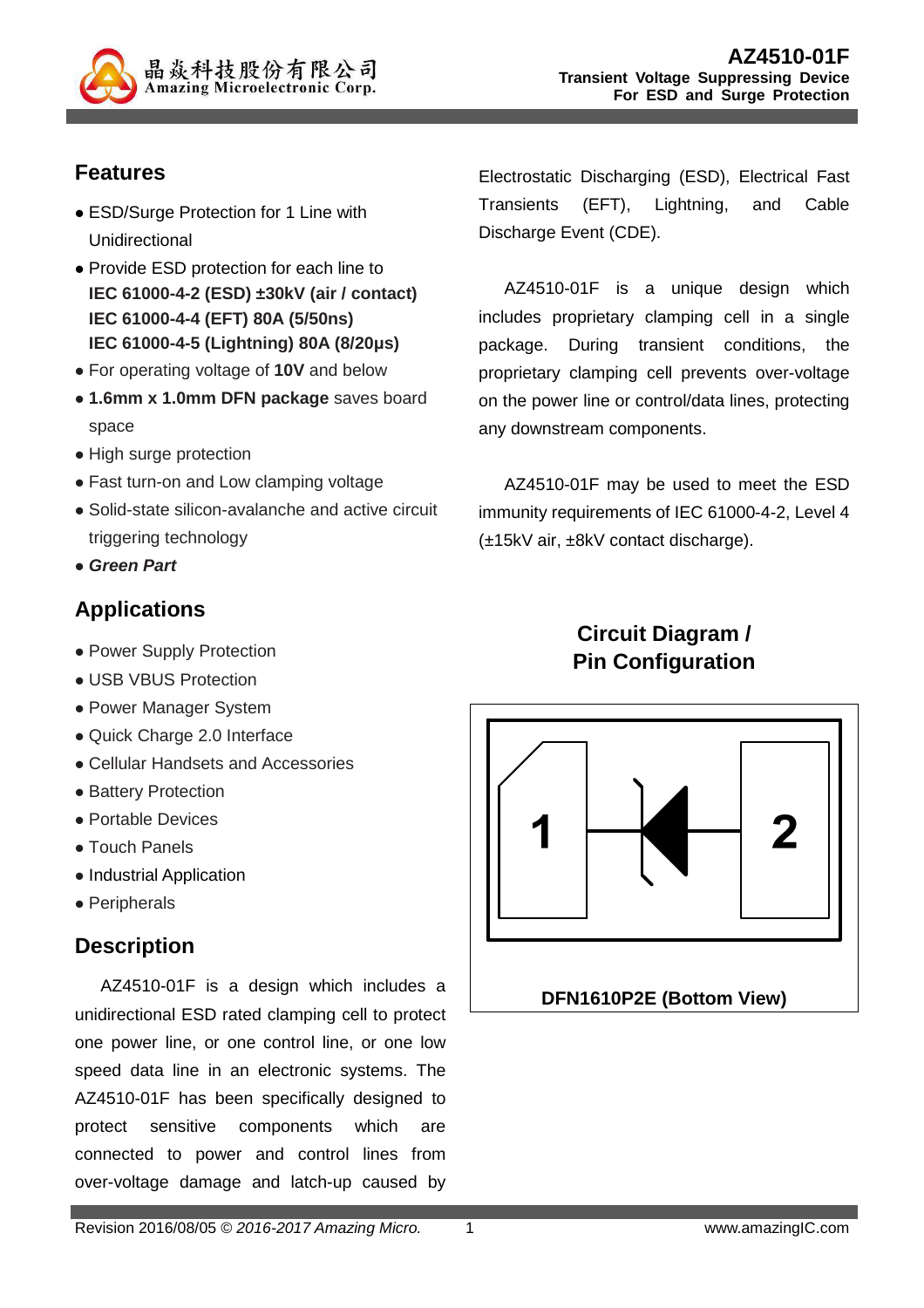# AZ4510-01F

**Transient Voltage Suppressing Device For ESD and Surge Protection**

## Features

- ESD/Surge Protection for 1 Line with Unidirectional
- Provide ESD protection for each line to
  **IEC 61000-4-2 (ESD) ±30kV (air / contact)**
  **IEC 61000-4-4 (EFT) 80A (5/50ns)**
  **IEC 61000-4-5 (Lightning) 80A (8/20μs)**
- For operating voltage of **10V** and below
- **1.6mm x 1.0mm DFN package** saves board space
- High surge protection
- Fast turn-on and Low clamping voltage
- Solid-state silicon-avalanche and active circuit triggering technology
- ***Green Part***

## Applications

- Power Supply Protection
- USB VBUS Protection
- Power Manager System
- Quick Charge 2.0 Interface
- Cellular Handsets and Accessories
- Battery Protection
- Portable Devices
- Touch Panels
- Industrial Application
- Peripherals

## Description

AZ4510-01F is a design which includes a unidirectional ESD rated clamping cell to protect one power line, or one control line, or one low speed data line in an electronic systems. The AZ4510-01F has been specifically designed to protect sensitive components which are connected to power and control lines from over-voltage damage and latch-up caused by Electrostatic Discharging (ESD), Electrical Fast Transients (EFT), Lightning, and Cable Discharge Event (CDE).

AZ4510-01F is a unique design which includes proprietary clamping cell in a single package. During transient conditions, the proprietary clamping cell prevents over-voltage on the power line or control/data lines, protecting any downstream components.

AZ4510-01F may be used to meet the ESD immunity requirements of IEC 61000-4-2, Level 4 (±15kV air, ±8kV contact discharge).

## Circuit Diagram / Pin Configuration

1 2

**DFN1610P2E (Bottom View)**

Revision 2016/08/05 © *2016-2017 Amazing Micro.* www.amazingIC.com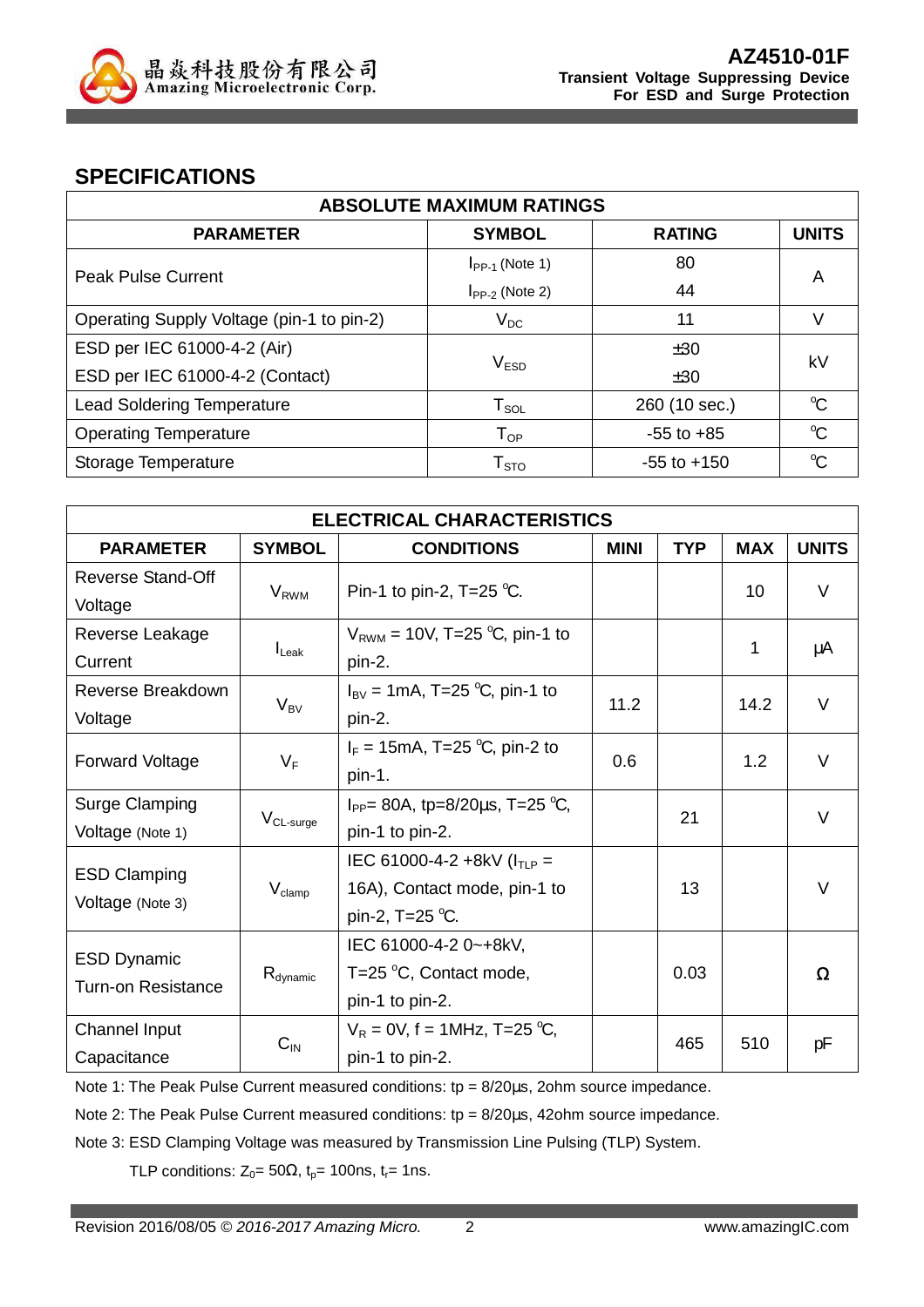## SPECIFICATIONS

| ABSOLUTE MAXIMUM RATINGS | | | |
|---|---|---|---|
| **PARAMETER** | **SYMBOL** | **RATING** | **UNITS** |
| Peak Pulse Current | $I_{PP-1}$ (Note 1) | 80 | A |
| | $I_{PP-2}$ (Note 2) | 44 | |
| Operating Supply Voltage (pin-1 to pin-2) | $V_{DC}$ | 11 | V |
| ESD per IEC 61000-4-2 (Air) | $V_{ESD}$ | ±30 | kV |
| ESD per IEC 61000-4-2 (Contact) | | ±30 | |
| Lead Soldering Temperature | $T_{SOL}$ | 260 (10 sec.) | ℃ |
| Operating Temperature | $T_{OP}$ | -55 to +85 | ℃ |
| Storage Temperature | $T_{STO}$ | -55 to +150 | ℃ |

| ELECTRICAL CHARACTERISTICS | | | | | | |
|---|---|---|---|---|---|---|
| **PARAMETER** | **SYMBOL** | **CONDITIONS** | **MINI** | **TYP** | **MAX** | **UNITS** |
| Reverse Stand-Off Voltage | $V_{RWM}$ | Pin-1 to pin-2, T=25 ℃. | | | 10 | V |
| Reverse Leakage Current | $I_{Leak}$ | $V_{RWM}$ = 10V, T=25 ℃, pin-1 to pin-2. | | | 1 | μA |
| Reverse Breakdown Voltage | $V_{BV}$ | $I_{BV}$ = 1mA, T=25 ℃, pin-1 to pin-2. | 11.2 | | 14.2 | V |
| Forward Voltage | $V_F$ | $I_F$ = 15mA, T=25 ℃, pin-2 to pin-1. | 0.6 | | 1.2 | V |
| Surge Clamping Voltage (Note 1) | $V_{CL-surge}$ | $I_{PP}$= 80A, tp=8/20μs, T=25 ℃, pin-1 to pin-2. | | 21 | | V |
| ESD Clamping Voltage (Note 3) | $V_{clamp}$ | IEC 61000-4-2 +8kV ($I_{TLP}$ = 16A), Contact mode, pin-1 to pin-2, T=25 ℃. | | 13 | | V |
| ESD Dynamic Turn-on Resistance | $R_{dynamic}$ | IEC 61000-4-2 0~+8kV, T=25 ℃, Contact mode, pin-1 to pin-2. | | 0.03 | | Ω |
| Channel Input Capacitance | $C_{IN}$ | $V_R$ = 0V, f = 1MHz, T=25 ℃, pin-1 to pin-2. | | 465 | 510 | pF |

Note 1: The Peak Pulse Current measured conditions: tp = 8/20μs, 2ohm source impedance.

Note 2: The Peak Pulse Current measured conditions: tp = 8/20μs, 42ohm source impedance.

Note 3: ESD Clamping Voltage was measured by Transmission Line Pulsing (TLP) System.

TLP conditions: $Z_0$= 50Ω, $t_p$= 100ns, $t_r$= 1ns.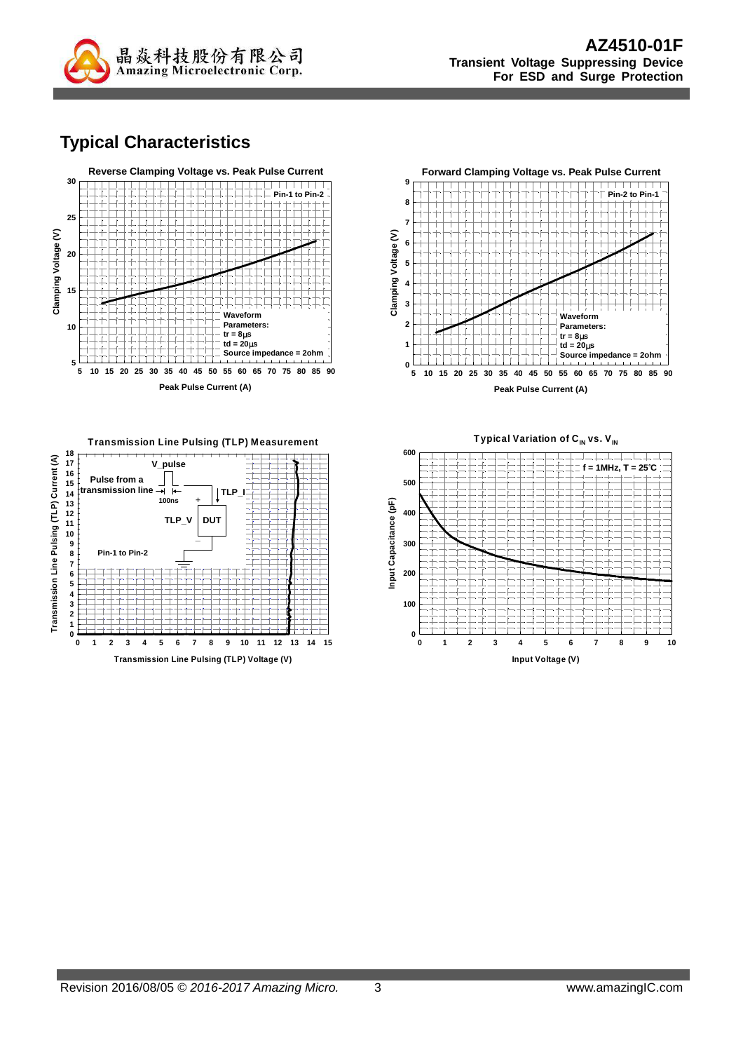## Typical Characteristics

**Reverse Clamping Voltage vs. Peak Pulse Current**

Pin-1 to Pin-2

Waveform Parameters:
tr = 8μs
td = 20μs
Source impedance = 2ohm

Clamping Voltage (V)

Peak Pulse Current (A)

**Forward Clamping Voltage vs. Peak Pulse Current**

Pin-2 to Pin-1

Waveform Parameters:
tr = 8μs
td = 20μs
Source impedance = 2ohm

Clamping Voltage (V)

Peak Pulse Current (A)

**Transmission Line Pulsing (TLP) Measurement**

V_pulse

Pulse from a transmission line

100ns

TLP_I

TLP_V

DUT

Pin-1 to Pin-2

Transmission Line Pulsing (TLP) Current (A)

Transmission Line Pulsing (TLP) Voltage (V)

**Typical Variation of $C_{IN}$ vs. $V_{IN}$**

f = 1MHz, T = 25°C

Input Capacitance (pF)

Input Voltage (V)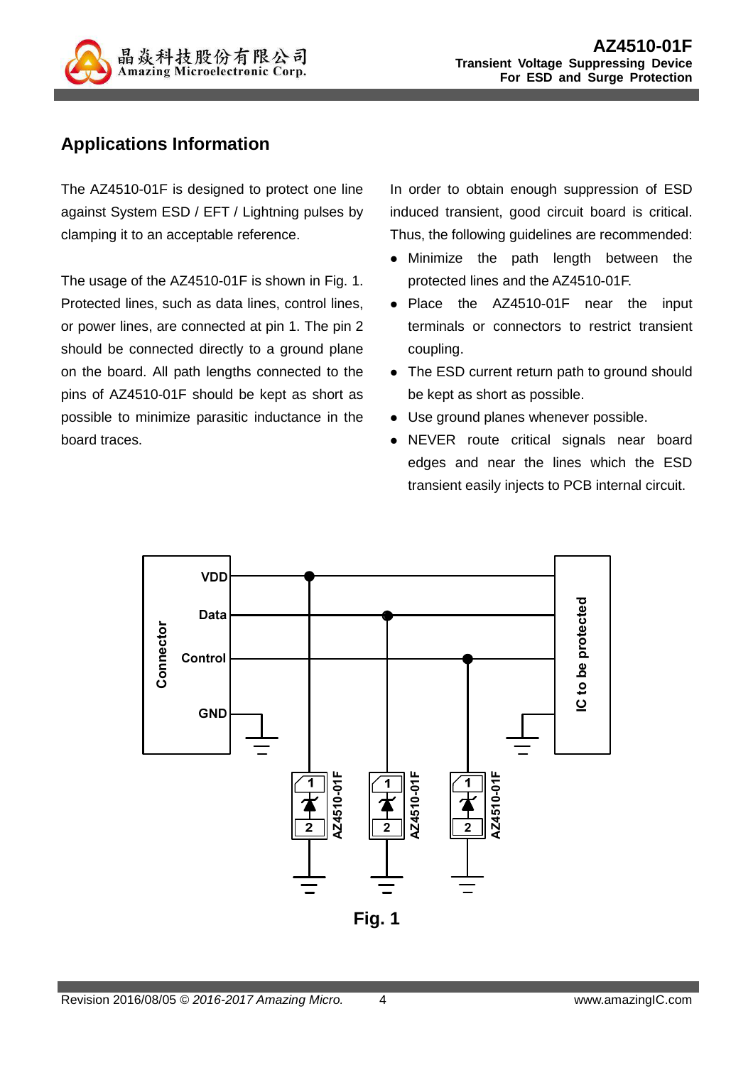## Applications Information

The AZ4510-01F is designed to protect one line against System ESD / EFT / Lightning pulses by clamping it to an acceptable reference.

The usage of the AZ4510-01F is shown in Fig. 1. Protected lines, such as data lines, control lines, or power lines, are connected at pin 1. The pin 2 should be connected directly to a ground plane on the board. All path lengths connected to the pins of AZ4510-01F should be kept as short as possible to minimize parasitic inductance in the board traces.

In order to obtain enough suppression of ESD induced transient, good circuit board is critical. Thus, the following guidelines are recommended:

- Minimize the path length between the protected lines and the AZ4510-01F.
- Place the AZ4510-01F near the input terminals or connectors to restrict transient coupling.
- The ESD current return path to ground should be kept as short as possible.
- Use ground planes whenever possible.
- NEVER route critical signals near board edges and near the lines which the ESD transient easily injects to PCB internal circuit.

Fig. 1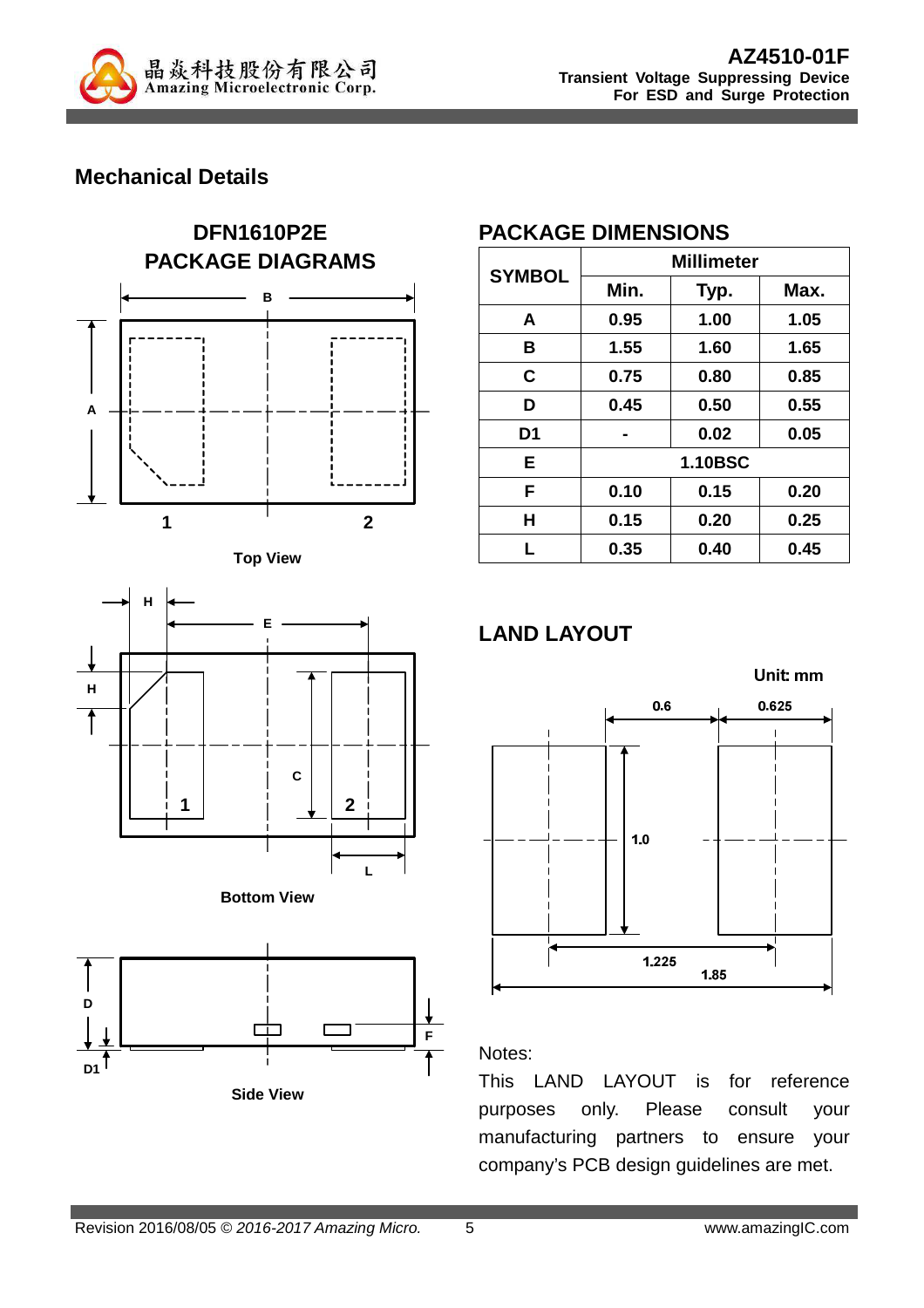## Mechanical Details

### DFN1610P2E PACKAGE DIAGRAMS

Top View

Bottom View

Side View

### PACKAGE DIMENSIONS

| SYMBOL | Millimeter | | |
|---|---|---|---|
| | Min. | Typ. | Max. |
| A | 0.95 | 1.00 | 1.05 |
| B | 1.55 | 1.60 | 1.65 |
| C | 0.75 | 0.80 | 0.85 |
| D | 0.45 | 0.50 | 0.55 |
| D1 | - | 0.02 | 0.05 |
| E | 1.10BSC | | |
| F | 0.10 | 0.15 | 0.20 |
| H | 0.15 | 0.20 | 0.25 |
| L | 0.35 | 0.40 | 0.45 |

### LAND LAYOUT

Unit: mm

Notes:

This LAND LAYOUT is for reference purposes only. Please consult your manufacturing partners to ensure your company's PCB design guidelines are met.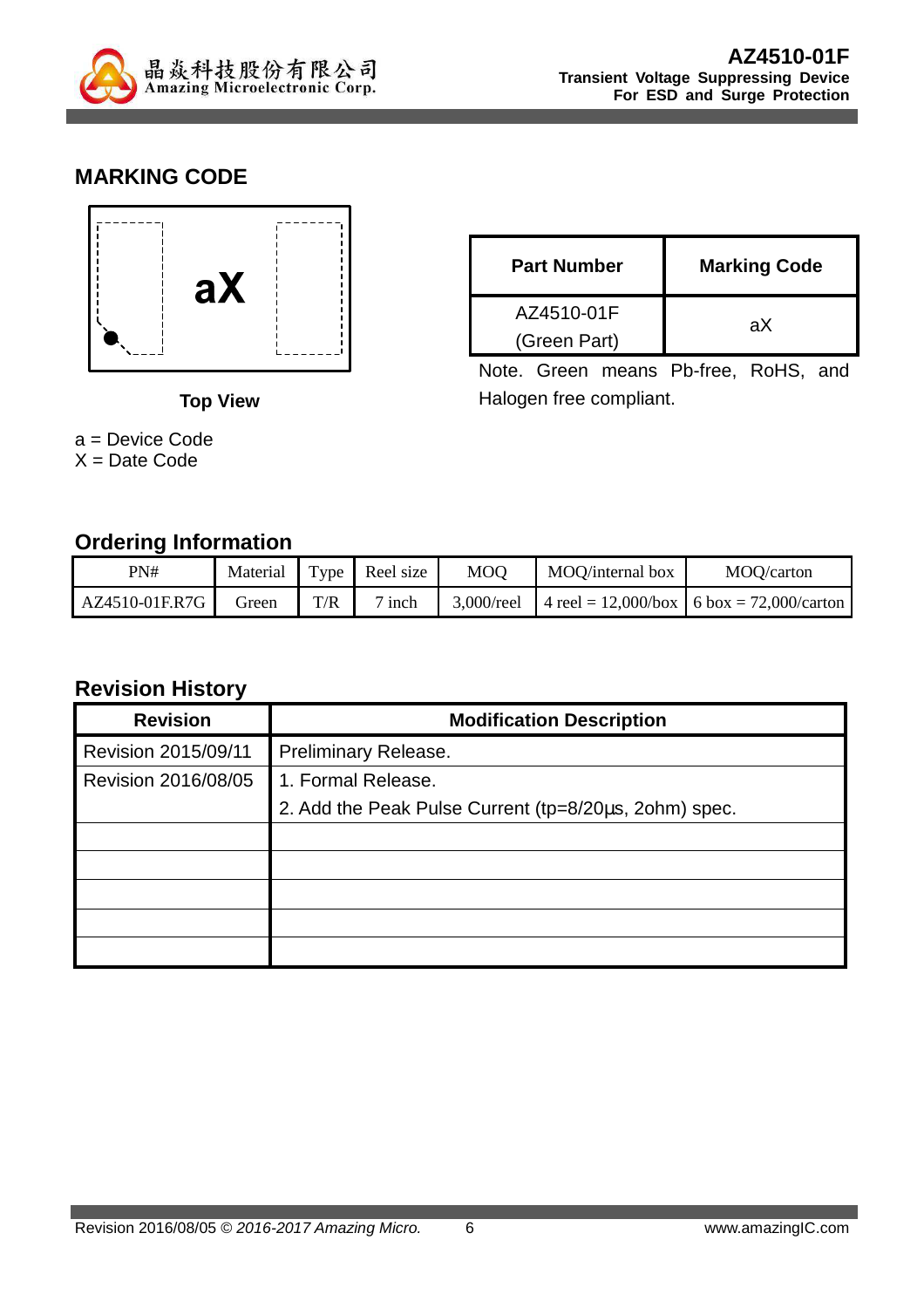## MARKING CODE

aX

**Top View**

a = Device Code
X = Date Code

| Part Number | Marking Code |
|---|---|
| AZ4510-01F (Green Part) | aX |

Note. Green means Pb-free, RoHS, and Halogen free compliant.

## Ordering Information

| PN# | Material | Type | Reel size | MOQ | MOQ/internal box | MOQ/carton |
|---|---|---|---|---|---|---|
| AZ4510-01F.R7G | Green | T/R | 7 inch | 3,000/reel | 4 reel = 12,000/box | 6 box = 72,000/carton |

## Revision History

| Revision | Modification Description |
|---|---|
| Revision 2015/09/11 | Preliminary Release. |
| Revision 2016/08/05 | 1. Formal Release.<br>2. Add the Peak Pulse Current (tp=8/20μs, 2ohm) spec. |
| | |
| | |
| | |
| | |
| | |